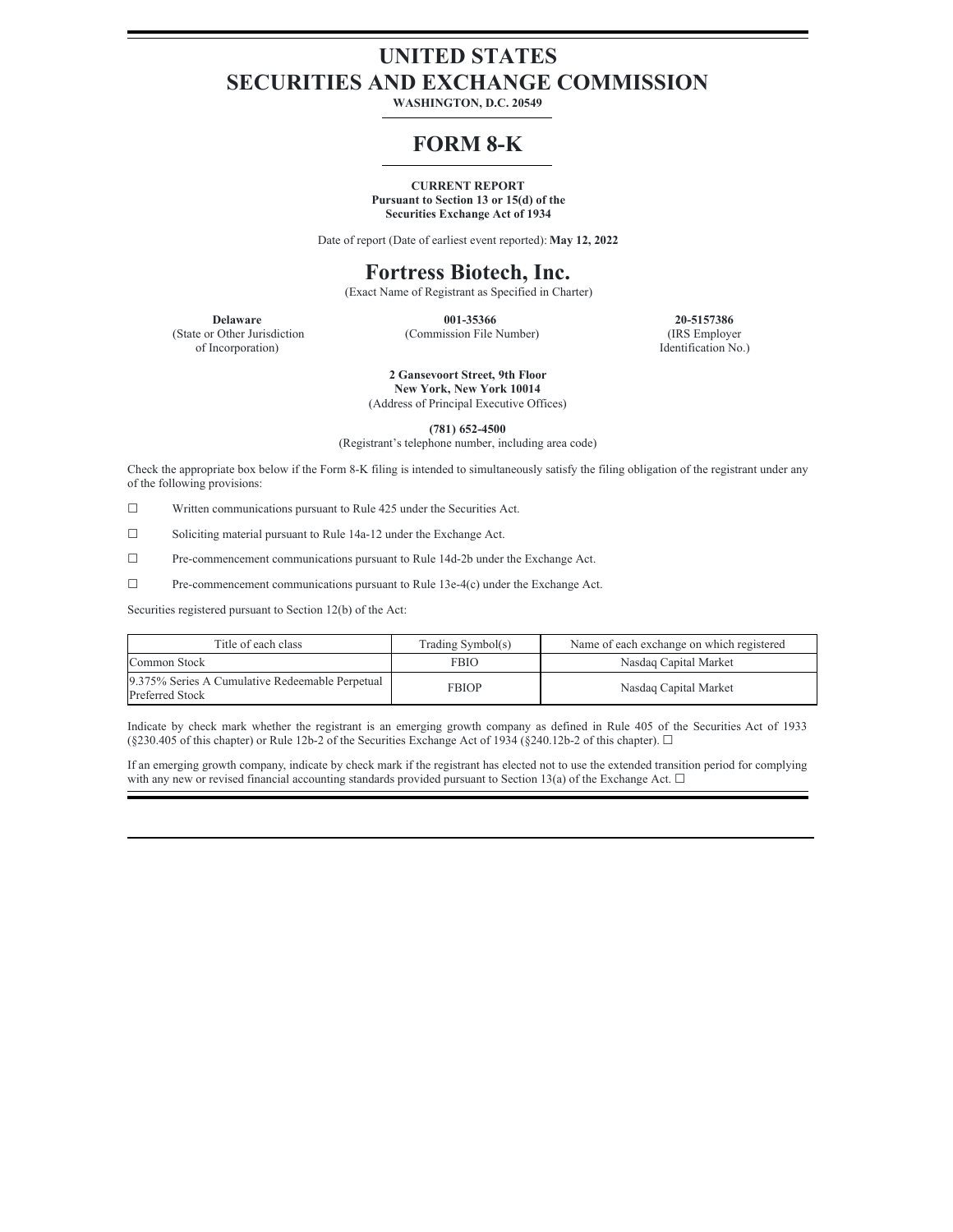# UNITED STATES
# SECURITIES AND EXCHANGE COMMISSION

**WASHINGTON, D.C. 20549**

# FORM 8-K

**CURRENT REPORT**
**Pursuant to Section 13 or 15(d) of the**
**Securities Exchange Act of 1934**

Date of report (Date of earliest event reported): **May 12, 2022**

# Fortress Biotech, Inc.

(Exact Name of Registrant as Specified in Charter)

| **Delaware** | **001-35366** | **20-5157386** |
|---|---|---|
| (State or Other Jurisdiction of Incorporation) | (Commission File Number) | (IRS Employer Identification No.) |

**2 Gansevoort Street, 9th Floor**
**New York, New York 10014**
(Address of Principal Executive Offices)

**(781) 652-4500**
(Registrant's telephone number, including area code)

Check the appropriate box below if the Form 8-K filing is intended to simultaneously satisfy the filing obligation of the registrant under any of the following provisions:

☐ Written communications pursuant to Rule 425 under the Securities Act.

☐ Soliciting material pursuant to Rule 14a-12 under the Exchange Act.

☐ Pre-commencement communications pursuant to Rule 14d-2b under the Exchange Act.

☐ Pre-commencement communications pursuant to Rule 13e-4(c) under the Exchange Act.

Securities registered pursuant to Section 12(b) of the Act:

| Title of each class | Trading Symbol(s) | Name of each exchange on which registered |
|---|---|---|
| Common Stock | FBIO | Nasdaq Capital Market |
| 9.375% Series A Cumulative Redeemable Perpetual Preferred Stock | FBIOP | Nasdaq Capital Market |

Indicate by check mark whether the registrant is an emerging growth company as defined in Rule 405 of the Securities Act of 1933 (§230.405 of this chapter) or Rule 12b-2 of the Securities Exchange Act of 1934 (§240.12b-2 of this chapter). ☐

If an emerging growth company, indicate by check mark if the registrant has elected not to use the extended transition period for complying with any new or revised financial accounting standards provided pursuant to Section 13(a) of the Exchange Act. ☐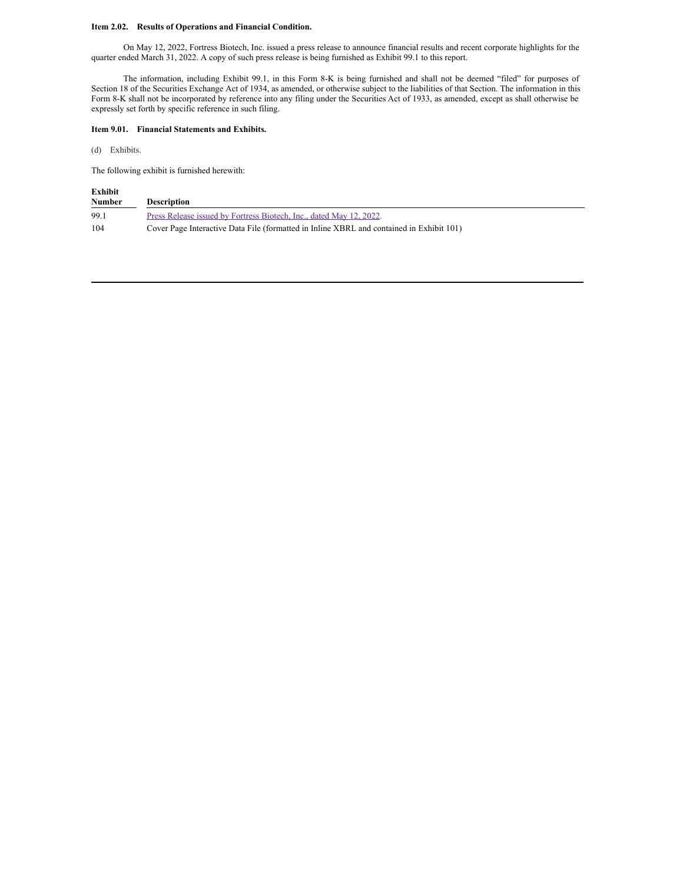**Item 2.02. Results of Operations and Financial Condition.**

On May 12, 2022, Fortress Biotech, Inc. issued a press release to announce financial results and recent corporate highlights for the quarter ended March 31, 2022. A copy of such press release is being furnished as Exhibit 99.1 to this report.

The information, including Exhibit 99.1, in this Form 8-K is being furnished and shall not be deemed "filed" for purposes of Section 18 of the Securities Exchange Act of 1934, as amended, or otherwise subject to the liabilities of that Section. The information in this Form 8-K shall not be incorporated by reference into any filing under the Securities Act of 1933, as amended, except as shall otherwise be expressly set forth by specific reference in such filing.

**Item 9.01. Financial Statements and Exhibits.**

(d) Exhibits.

The following exhibit is furnished herewith:

| Exhibit Number | Description |
|---|---|
| 99.1 | Press Release issued by Fortress Biotech, Inc., dated May 12, 2022. |
| 104 | Cover Page Interactive Data File (formatted in Inline XBRL and contained in Exhibit 101) |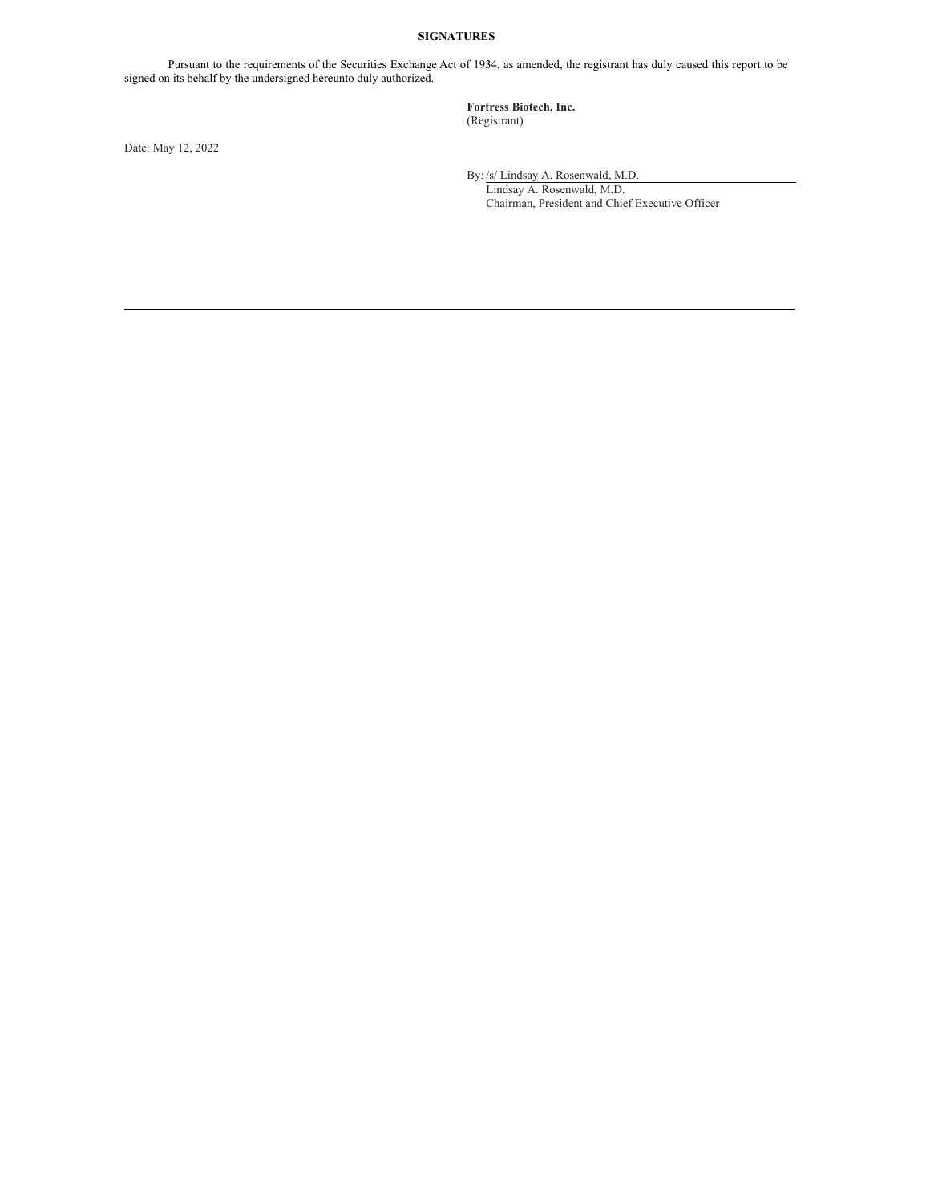## SIGNATURES

Pursuant to the requirements of the Securities Exchange Act of 1934, as amended, the registrant has duly caused this report to be signed on its behalf by the undersigned hereunto duly authorized.

**Fortress Biotech, Inc.**
(Registrant)

Date: May 12, 2022

By: /s/ Lindsay A. Rosenwald, M.D.
Lindsay A. Rosenwald, M.D.
Chairman, President and Chief Executive Officer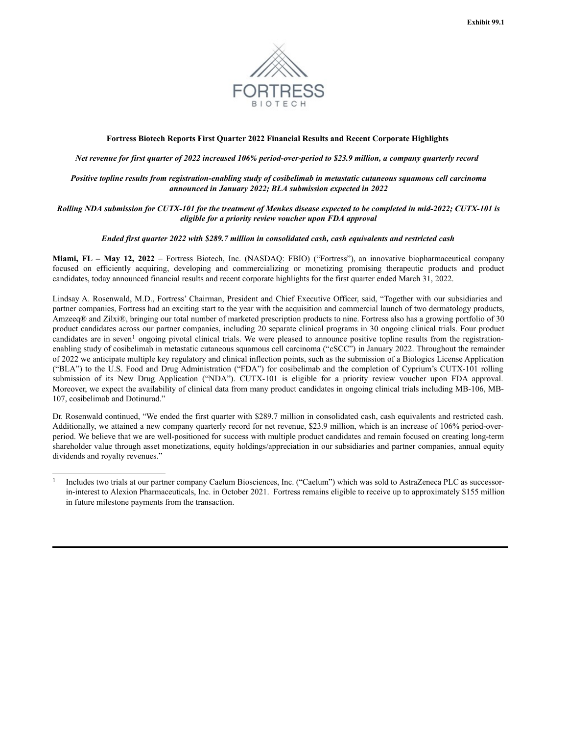Exhibit 99.1

FORTRESS BIOTECH

**Fortress Biotech Reports First Quarter 2022 Financial Results and Recent Corporate Highlights**

*Net revenue for first quarter of 2022 increased 106% period-over-period to $23.9 million, a company quarterly record*

*Positive topline results from registration-enabling study of cosibelimab in metastatic cutaneous squamous cell carcinoma announced in January 2022; BLA submission expected in 2022*

*Rolling NDA submission for CUTX-101 for the treatment of Menkes disease expected to be completed in mid-2022; CUTX-101 is eligible for a priority review voucher upon FDA approval*

*Ended first quarter 2022 with $289.7 million in consolidated cash, cash equivalents and restricted cash*

**Miami, FL – May 12, 2022** – Fortress Biotech, Inc. (NASDAQ: FBIO) ("Fortress"), an innovative biopharmaceutical company focused on efficiently acquiring, developing and commercializing or monetizing promising therapeutic products and product candidates, today announced financial results and recent corporate highlights for the first quarter ended March 31, 2022.

Lindsay A. Rosenwald, M.D., Fortress' Chairman, President and Chief Executive Officer, said, "Together with our subsidiaries and partner companies, Fortress had an exciting start to the year with the acquisition and commercial launch of two dermatology products, Amzeeq® and Zilxi®, bringing our total number of marketed prescription products to nine. Fortress also has a growing portfolio of 30 product candidates across our partner companies, including 20 separate clinical programs in 30 ongoing clinical trials. Four product candidates are in seven[1] ongoing pivotal clinical trials. We were pleased to announce positive topline results from the registration-enabling study of cosibelimab in metastatic cutaneous squamous cell carcinoma ("cSCC") in January 2022. Throughout the remainder of 2022 we anticipate multiple key regulatory and clinical inflection points, such as the submission of a Biologics License Application ("BLA") to the U.S. Food and Drug Administration ("FDA") for cosibelimab and the completion of Cyprium's CUTX-101 rolling submission of its New Drug Application ("NDA"). CUTX-101 is eligible for a priority review voucher upon FDA approval. Moreover, we expect the availability of clinical data from many product candidates in ongoing clinical trials including MB-106, MB-107, cosibelimab and Dotinurad."

Dr. Rosenwald continued, "We ended the first quarter with $289.7 million in consolidated cash, cash equivalents and restricted cash. Additionally, we attained a new company quarterly record for net revenue, $23.9 million, which is an increase of 106% period-over-period. We believe that we are well-positioned for success with multiple product candidates and remain focused on creating long-term shareholder value through asset monetizations, equity holdings/appreciation in our subsidiaries and partner companies, annual equity dividends and royalty revenues."

---

[1] Includes two trials at our partner company Caelum Biosciences, Inc. ("Caelum") which was sold to AstraZeneca PLC as successor-in-interest to Alexion Pharmaceuticals, Inc. in October 2021. Fortress remains eligible to receive up to approximately $155 million in future milestone payments from the transaction.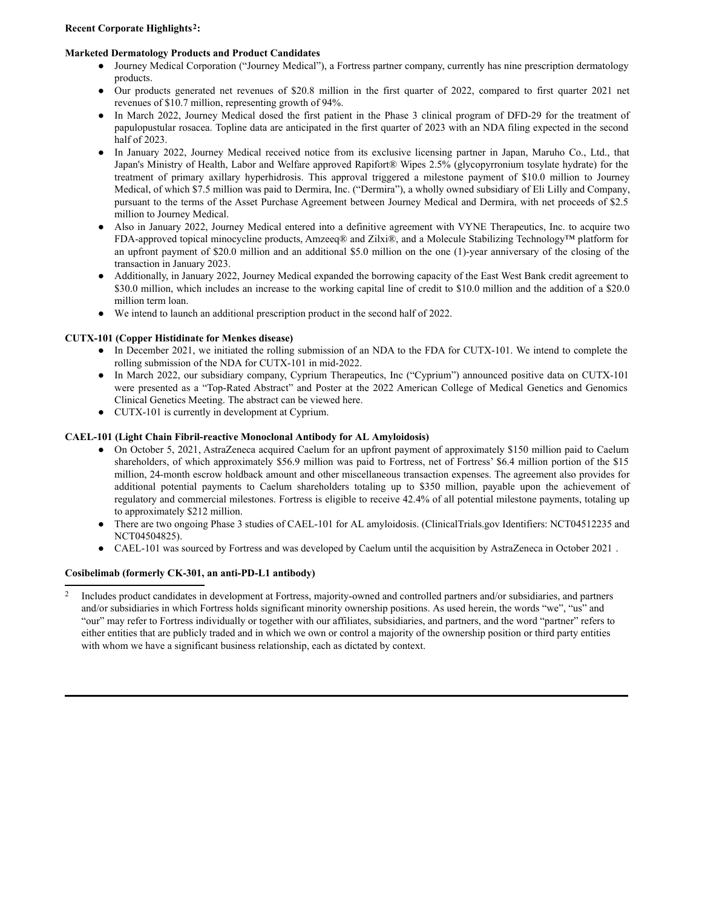**Recent Corporate Highlights[2]:**

**Marketed Dermatology Products and Product Candidates**

- Journey Medical Corporation ("Journey Medical"), a Fortress partner company, currently has nine prescription dermatology products.
- Our products generated net revenues of $20.8 million in the first quarter of 2022, compared to first quarter 2021 net revenues of $10.7 million, representing growth of 94%.
- In March 2022, Journey Medical dosed the first patient in the Phase 3 clinical program of DFD-29 for the treatment of papulopustular rosacea. Topline data are anticipated in the first quarter of 2023 with an NDA filing expected in the second half of 2023.
- In January 2022, Journey Medical received notice from its exclusive licensing partner in Japan, Maruho Co., Ltd., that Japan's Ministry of Health, Labor and Welfare approved Rapifort® Wipes 2.5% (glycopyrronium tosylate hydrate) for the treatment of primary axillary hyperhidrosis. This approval triggered a milestone payment of $10.0 million to Journey Medical, of which $7.5 million was paid to Dermira, Inc. ("Dermira"), a wholly owned subsidiary of Eli Lilly and Company, pursuant to the terms of the Asset Purchase Agreement between Journey Medical and Dermira, with net proceeds of $2.5 million to Journey Medical.
- Also in January 2022, Journey Medical entered into a definitive agreement with VYNE Therapeutics, Inc. to acquire two FDA-approved topical minocycline products, Amzeeq® and Zilxi®, and a Molecule Stabilizing Technology™ platform for an upfront payment of $20.0 million and an additional $5.0 million on the one (1)-year anniversary of the closing of the transaction in January 2023.
- Additionally, in January 2022, Journey Medical expanded the borrowing capacity of the East West Bank credit agreement to $30.0 million, which includes an increase to the working capital line of credit to $10.0 million and the addition of a $20.0 million term loan.
- We intend to launch an additional prescription product in the second half of 2022.

**CUTX-101 (Copper Histidinate for Menkes disease)**

- In December 2021, we initiated the rolling submission of an NDA to the FDA for CUTX-101. We intend to complete the rolling submission of the NDA for CUTX-101 in mid-2022.
- In March 2022, our subsidiary company, Cyprium Therapeutics, Inc ("Cyprium") announced positive data on CUTX-101 were presented as a "Top-Rated Abstract" and Poster at the 2022 American College of Medical Genetics and Genomics Clinical Genetics Meeting. The abstract can be viewed here.
- CUTX-101 is currently in development at Cyprium.

**CAEL-101 (Light Chain Fibril-reactive Monoclonal Antibody for AL Amyloidosis)**

- On October 5, 2021, AstraZeneca acquired Caelum for an upfront payment of approximately $150 million paid to Caelum shareholders, of which approximately $56.9 million was paid to Fortress, net of Fortress' $6.4 million portion of the $15 million, 24-month escrow holdback amount and other miscellaneous transaction expenses. The agreement also provides for additional potential payments to Caelum shareholders totaling up to $350 million, payable upon the achievement of regulatory and commercial milestones. Fortress is eligible to receive 42.4% of all potential milestone payments, totaling up to approximately $212 million.
- There are two ongoing Phase 3 studies of CAEL-101 for AL amyloidosis. (ClinicalTrials.gov Identifiers: NCT04512235 and NCT04504825).
- CAEL-101 was sourced by Fortress and was developed by Caelum until the acquisition by AstraZeneca in October 2021 .

**Cosibelimab (formerly CK-301, an anti-PD-L1 antibody)**

[2] Includes product candidates in development at Fortress, majority-owned and controlled partners and/or subsidiaries, and partners and/or subsidiaries in which Fortress holds significant minority ownership positions. As used herein, the words "we", "us" and "our" may refer to Fortress individually or together with our affiliates, subsidiaries, and partners, and the word "partner" refers to either entities that are publicly traded and in which we own or control a majority of the ownership position or third party entities with whom we have a significant business relationship, each as dictated by context.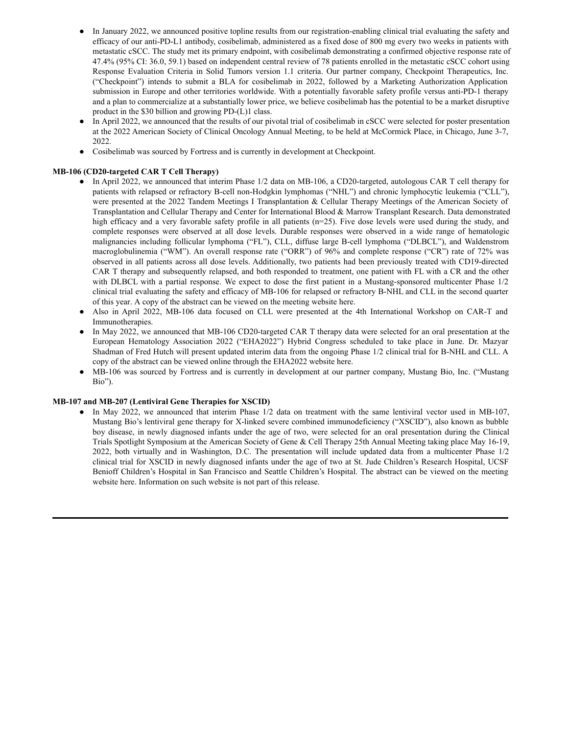- In January 2022, we announced positive topline results from our registration-enabling clinical trial evaluating the safety and efficacy of our anti-PD-L1 antibody, cosibelimab, administered as a fixed dose of 800 mg every two weeks in patients with metastatic cSCC. The study met its primary endpoint, with cosibelimab demonstrating a confirmed objective response rate of 47.4% (95% CI: 36.0, 59.1) based on independent central review of 78 patients enrolled in the metastatic cSCC cohort using Response Evaluation Criteria in Solid Tumors version 1.1 criteria. Our partner company, Checkpoint Therapeutics, Inc. ("Checkpoint") intends to submit a BLA for cosibelimab in 2022, followed by a Marketing Authorization Application submission in Europe and other territories worldwide. With a potentially favorable safety profile versus anti-PD-1 therapy and a plan to commercialize at a substantially lower price, we believe cosibelimab has the potential to be a market disruptive product in the $30 billion and growing PD-(L)1 class.
- In April 2022, we announced that the results of our pivotal trial of cosibelimab in cSCC were selected for poster presentation at the 2022 American Society of Clinical Oncology Annual Meeting, to be held at McCormick Place, in Chicago, June 3-7, 2022.
- Cosibelimab was sourced by Fortress and is currently in development at Checkpoint.

**MB-106 (CD20-targeted CAR T Cell Therapy)**

- In April 2022, we announced that interim Phase 1/2 data on MB-106, a CD20-targeted, autologous CAR T cell therapy for patients with relapsed or refractory B-cell non-Hodgkin lymphomas ("NHL") and chronic lymphocytic leukemia ("CLL"), were presented at the 2022 Tandem Meetings I Transplantation & Cellular Therapy Meetings of the American Society of Transplantation and Cellular Therapy and Center for International Blood & Marrow Transplant Research. Data demonstrated high efficacy and a very favorable safety profile in all patients (n=25). Five dose levels were used during the study, and complete responses were observed at all dose levels. Durable responses were observed in a wide range of hematologic malignancies including follicular lymphoma ("FL"), CLL, diffuse large B-cell lymphoma ("DLBCL"), and Waldenstrom macroglobulinemia ("WM"). An overall response rate ("ORR") of 96% and complete response ("CR") rate of 72% was observed in all patients across all dose levels. Additionally, two patients had been previously treated with CD19-directed CAR T therapy and subsequently relapsed, and both responded to treatment, one patient with FL with a CR and the other with DLBCL with a partial response. We expect to dose the first patient in a Mustang-sponsored multicenter Phase 1/2 clinical trial evaluating the safety and efficacy of MB-106 for relapsed or refractory B-NHL and CLL in the second quarter of this year. A copy of the abstract can be viewed on the meeting website here.
- Also in April 2022, MB-106 data focused on CLL were presented at the 4th International Workshop on CAR-T and Immunotherapies.
- In May 2022, we announced that MB-106 CD20-targeted CAR T therapy data were selected for an oral presentation at the European Hematology Association 2022 ("EHA2022") Hybrid Congress scheduled to take place in June. Dr. Mazyar Shadman of Fred Hutch will present updated interim data from the ongoing Phase 1/2 clinical trial for B-NHL and CLL. A copy of the abstract can be viewed online through the EHA2022 website here.
- MB-106 was sourced by Fortress and is currently in development at our partner company, Mustang Bio, Inc. ("Mustang Bio").

**MB-107 and MB-207 (Lentiviral Gene Therapies for XSCID)**

- In May 2022, we announced that interim Phase 1/2 data on treatment with the same lentiviral vector used in MB-107, Mustang Bio's lentiviral gene therapy for X-linked severe combined immunodeficiency ("XSCID"), also known as bubble boy disease, in newly diagnosed infants under the age of two, were selected for an oral presentation during the Clinical Trials Spotlight Symposium at the American Society of Gene & Cell Therapy 25th Annual Meeting taking place May 16-19, 2022, both virtually and in Washington, D.C. The presentation will include updated data from a multicenter Phase 1/2 clinical trial for XSCID in newly diagnosed infants under the age of two at St. Jude Children's Research Hospital, UCSF Benioff Children's Hospital in San Francisco and Seattle Children's Hospital. The abstract can be viewed on the meeting website here. Information on such website is not part of this release.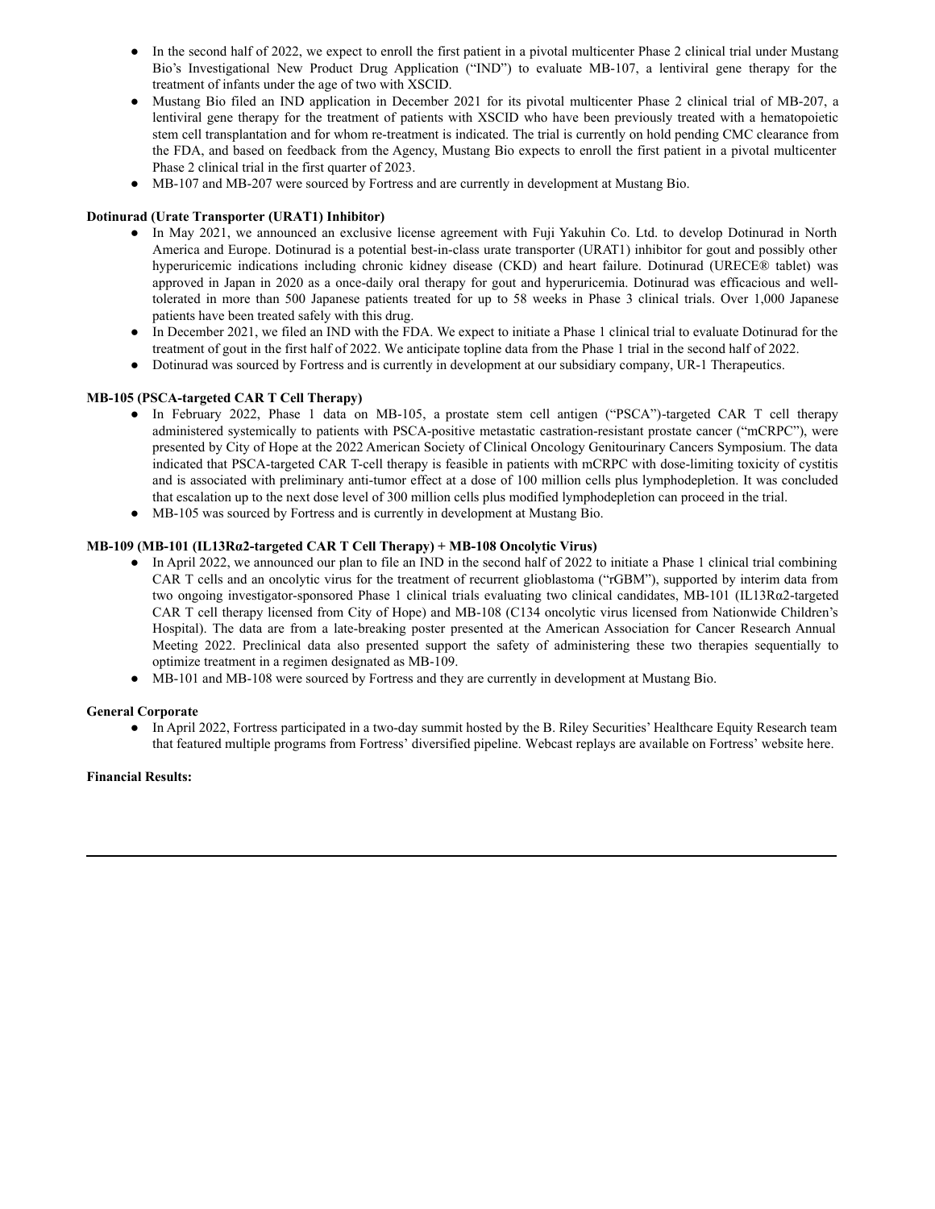- In the second half of 2022, we expect to enroll the first patient in a pivotal multicenter Phase 2 clinical trial under Mustang Bio's Investigational New Product Drug Application ("IND") to evaluate MB-107, a lentiviral gene therapy for the treatment of infants under the age of two with XSCID.
- Mustang Bio filed an IND application in December 2021 for its pivotal multicenter Phase 2 clinical trial of MB-207, a lentiviral gene therapy for the treatment of patients with XSCID who have been previously treated with a hematopoietic stem cell transplantation and for whom re-treatment is indicated. The trial is currently on hold pending CMC clearance from the FDA, and based on feedback from the Agency, Mustang Bio expects to enroll the first patient in a pivotal multicenter Phase 2 clinical trial in the first quarter of 2023.
- MB-107 and MB-207 were sourced by Fortress and are currently in development at Mustang Bio.

**Dotinurad (Urate Transporter (URAT1) Inhibitor)**

- In May 2021, we announced an exclusive license agreement with Fuji Yakuhin Co. Ltd. to develop Dotinurad in North America and Europe. Dotinurad is a potential best-in-class urate transporter (URAT1) inhibitor for gout and possibly other hyperuricemic indications including chronic kidney disease (CKD) and heart failure. Dotinurad (URECE® tablet) was approved in Japan in 2020 as a once-daily oral therapy for gout and hyperuricemia. Dotinurad was efficacious and well-tolerated in more than 500 Japanese patients treated for up to 58 weeks in Phase 3 clinical trials. Over 1,000 Japanese patients have been treated safely with this drug.
- In December 2021, we filed an IND with the FDA. We expect to initiate a Phase 1 clinical trial to evaluate Dotinurad for the treatment of gout in the first half of 2022. We anticipate topline data from the Phase 1 trial in the second half of 2022.
- Dotinurad was sourced by Fortress and is currently in development at our subsidiary company, UR-1 Therapeutics.

**MB-105 (PSCA-targeted CAR T Cell Therapy)**

- In February 2022, Phase 1 data on MB-105, a prostate stem cell antigen ("PSCA")-targeted CAR T cell therapy administered systemically to patients with PSCA-positive metastatic castration-resistant prostate cancer ("mCRPC"), were presented by City of Hope at the 2022 American Society of Clinical Oncology Genitourinary Cancers Symposium. The data indicated that PSCA-targeted CAR T-cell therapy is feasible in patients with mCRPC with dose-limiting toxicity of cystitis and is associated with preliminary anti-tumor effect at a dose of 100 million cells plus lymphodepletion. It was concluded that escalation up to the next dose level of 300 million cells plus modified lymphodepletion can proceed in the trial.
- MB-105 was sourced by Fortress and is currently in development at Mustang Bio.

**MB-109 (MB-101 (IL13Rα2-targeted CAR T Cell Therapy) + MB-108 Oncolytic Virus)**

- In April 2022, we announced our plan to file an IND in the second half of 2022 to initiate a Phase 1 clinical trial combining CAR T cells and an oncolytic virus for the treatment of recurrent glioblastoma ("rGBM"), supported by interim data from two ongoing investigator-sponsored Phase 1 clinical trials evaluating two clinical candidates, MB-101 (IL13Rα2-targeted CAR T cell therapy licensed from City of Hope) and MB-108 (C134 oncolytic virus licensed from Nationwide Children's Hospital). The data are from a late-breaking poster presented at the American Association for Cancer Research Annual Meeting 2022. Preclinical data also presented support the safety of administering these two therapies sequentially to optimize treatment in a regimen designated as MB-109.
- MB-101 and MB-108 were sourced by Fortress and they are currently in development at Mustang Bio.

**General Corporate**

- In April 2022, Fortress participated in a two-day summit hosted by the B. Riley Securities' Healthcare Equity Research team that featured multiple programs from Fortress' diversified pipeline. Webcast replays are available on Fortress' website here.

**Financial Results:**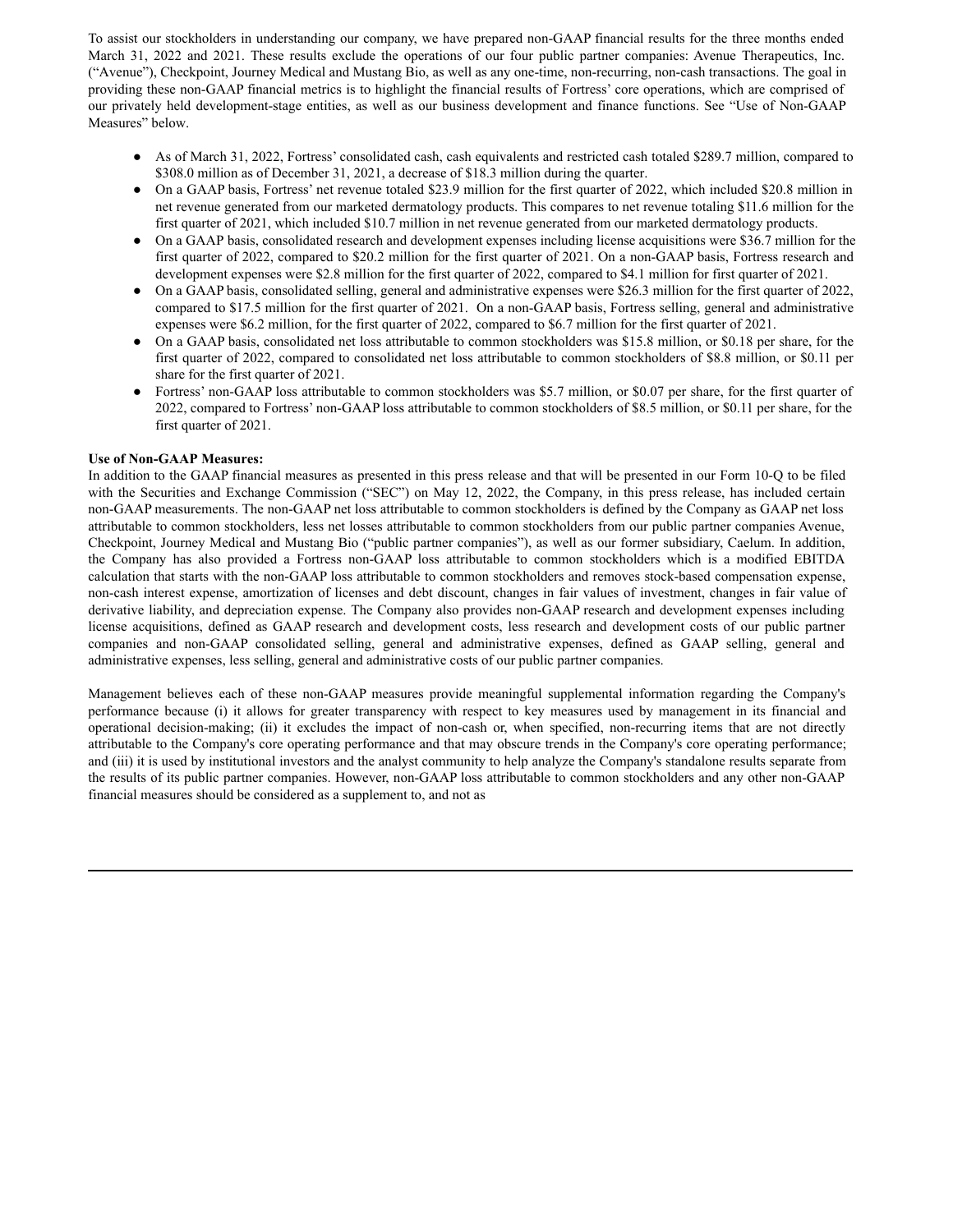To assist our stockholders in understanding our company, we have prepared non-GAAP financial results for the three months ended March 31, 2022 and 2021. These results exclude the operations of our four public partner companies: Avenue Therapeutics, Inc. ("Avenue"), Checkpoint, Journey Medical and Mustang Bio, as well as any one-time, non-recurring, non-cash transactions. The goal in providing these non-GAAP financial metrics is to highlight the financial results of Fortress' core operations, which are comprised of our privately held development-stage entities, as well as our business development and finance functions. See "Use of Non-GAAP Measures" below.

- As of March 31, 2022, Fortress' consolidated cash, cash equivalents and restricted cash totaled $289.7 million, compared to $308.0 million as of December 31, 2021, a decrease of $18.3 million during the quarter.
- On a GAAP basis, Fortress' net revenue totaled $23.9 million for the first quarter of 2022, which included $20.8 million in net revenue generated from our marketed dermatology products. This compares to net revenue totaling $11.6 million for the first quarter of 2021, which included $10.7 million in net revenue generated from our marketed dermatology products.
- On a GAAP basis, consolidated research and development expenses including license acquisitions were $36.7 million for the first quarter of 2022, compared to $20.2 million for the first quarter of 2021. On a non-GAAP basis, Fortress research and development expenses were $2.8 million for the first quarter of 2022, compared to $4.1 million for first quarter of 2021.
- On a GAAP basis, consolidated selling, general and administrative expenses were $26.3 million for the first quarter of 2022, compared to $17.5 million for the first quarter of 2021. On a non-GAAP basis, Fortress selling, general and administrative expenses were $6.2 million, for the first quarter of 2022, compared to $6.7 million for the first quarter of 2021.
- On a GAAP basis, consolidated net loss attributable to common stockholders was $15.8 million, or $0.18 per share, for the first quarter of 2022, compared to consolidated net loss attributable to common stockholders of $8.8 million, or $0.11 per share for the first quarter of 2021.
- Fortress' non-GAAP loss attributable to common stockholders was $5.7 million, or $0.07 per share, for the first quarter of 2022, compared to Fortress' non-GAAP loss attributable to common stockholders of $8.5 million, or $0.11 per share, for the first quarter of 2021.

**Use of Non-GAAP Measures:**
In addition to the GAAP financial measures as presented in this press release and that will be presented in our Form 10-Q to be filed with the Securities and Exchange Commission ("SEC") on May 12, 2022, the Company, in this press release, has included certain non-GAAP measurements. The non-GAAP net loss attributable to common stockholders is defined by the Company as GAAP net loss attributable to common stockholders, less net losses attributable to common stockholders from our public partner companies Avenue, Checkpoint, Journey Medical and Mustang Bio ("public partner companies"), as well as our former subsidiary, Caelum. In addition, the Company has also provided a Fortress non-GAAP loss attributable to common stockholders which is a modified EBITDA calculation that starts with the non-GAAP loss attributable to common stockholders and removes stock-based compensation expense, non-cash interest expense, amortization of licenses and debt discount, changes in fair values of investment, changes in fair value of derivative liability, and depreciation expense. The Company also provides non-GAAP research and development expenses including license acquisitions, defined as GAAP research and development costs, less research and development costs of our public partner companies and non-GAAP consolidated selling, general and administrative expenses, defined as GAAP selling, general and administrative expenses, less selling, general and administrative costs of our public partner companies.

Management believes each of these non-GAAP measures provide meaningful supplemental information regarding the Company's performance because (i) it allows for greater transparency with respect to key measures used by management in its financial and operational decision-making; (ii) it excludes the impact of non-cash or, when specified, non-recurring items that are not directly attributable to the Company's core operating performance and that may obscure trends in the Company's core operating performance; and (iii) it is used by institutional investors and the analyst community to help analyze the Company's standalone results separate from the results of its public partner companies. However, non-GAAP loss attributable to common stockholders and any other non-GAAP financial measures should be considered as a supplement to, and not as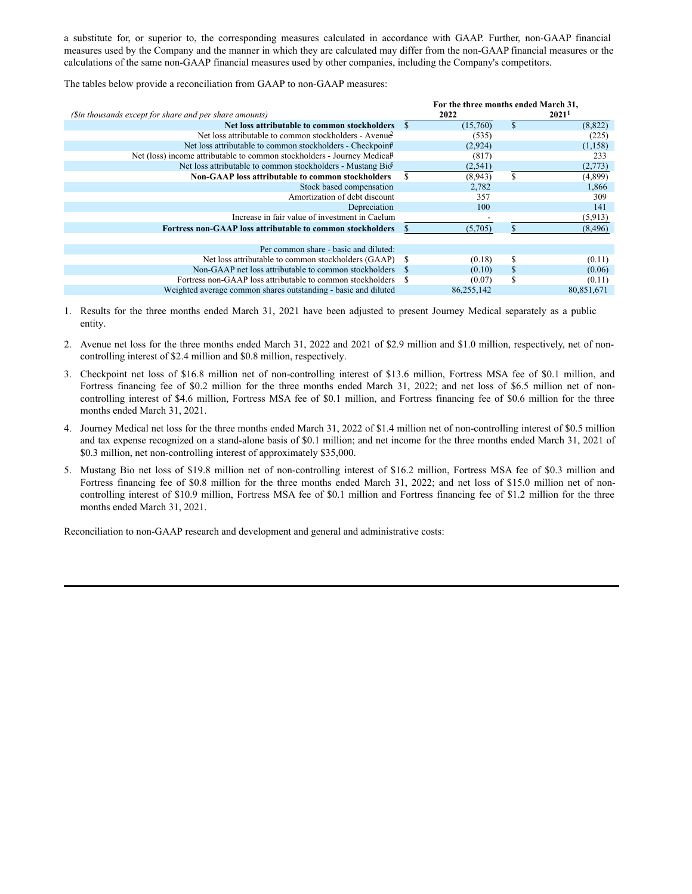a substitute for, or superior to, the corresponding measures calculated in accordance with GAAP. Further, non-GAAP financial measures used by the Company and the manner in which they are calculated may differ from the non-GAAP financial measures or the calculations of the same non-GAAP financial measures used by other companies, including the Company's competitors.

The tables below provide a reconciliation from GAAP to non-GAAP measures:

| *($in thousands except for share and per share amounts)* | For the three months ended March 31, 2022 | 2021[1] |
|---|---|---|
| **Net loss attributable to common stockholders** | $ (15,760) | $ (8,822) |
| Net loss attributable to common stockholders - Avenue[2] | (535) | (225) |
| Net loss attributable to common stockholders - Checkpoint[3] | (2,924) | (1,158) |
| Net (loss) income attributable to common stockholders - Journey Medical[4] | (817) | 233 |
| Net loss attributable to common stockholders - Mustang Bio[5] | (2,541) | (2,773) |
| **Non-GAAP loss attributable to common stockholders** | $ (8,943) | $ (4,899) |
| Stock based compensation | 2,782 | 1,866 |
| Amortization of debt discount | 357 | 309 |
| Depreciation | 100 | 141 |
| Increase in fair value of investment in Caelum | - | (5,913) |
| **Fortress non-GAAP loss attributable to common stockholders** | $ (5,705) | $ (8,496) |
| | | |
| Per common share - basic and diluted: | | |
| Net loss attributable to common stockholders (GAAP) | $ (0.18) | $ (0.11) |
| Non-GAAP net loss attributable to common stockholders | $ (0.10) | $ (0.06) |
| Fortress non-GAAP loss attributable to common stockholders | $ (0.07) | $ (0.11) |
| Weighted average common shares outstanding - basic and diluted | 86,255,142 | 80,851,671 |

1. Results for the three months ended March 31, 2021 have been adjusted to present Journey Medical separately as a public entity.
2. Avenue net loss for the three months ended March 31, 2022 and 2021 of $2.9 million and $1.0 million, respectively, net of non-controlling interest of $2.4 million and $0.8 million, respectively.
3. Checkpoint net loss of $16.8 million net of non-controlling interest of $13.6 million, Fortress MSA fee of $0.1 million, and Fortress financing fee of $0.2 million for the three months ended March 31, 2022; and net loss of $6.5 million net of non-controlling interest of $4.6 million, Fortress MSA fee of $0.1 million, and Fortress financing fee of $0.6 million for the three months ended March 31, 2021.
4. Journey Medical net loss for the three months ended March 31, 2022 $1.4 million net of non-controlling interest of $0.5 million and tax expense recognized on a stand-alone basis of $0.1 million; and net income for the three months ended March 31, 2021 of $0.3 million, net non-controlling interest of approximately $35,000.
5. Mustang Bio net loss of $19.8 million net of non-controlling interest of $16.2 million, Fortress MSA fee of $0.3 million and Fortress financing fee of $0.8 million for the three months ended March 31, 2022; and net loss of $15.0 million net of non-controlling interest of $10.9 million, Fortress MSA fee of $0.1 million and Fortress financing fee of $1.2 million for the three months ended March 31, 2021.

Reconciliation to non-GAAP research and development and general and administrative costs: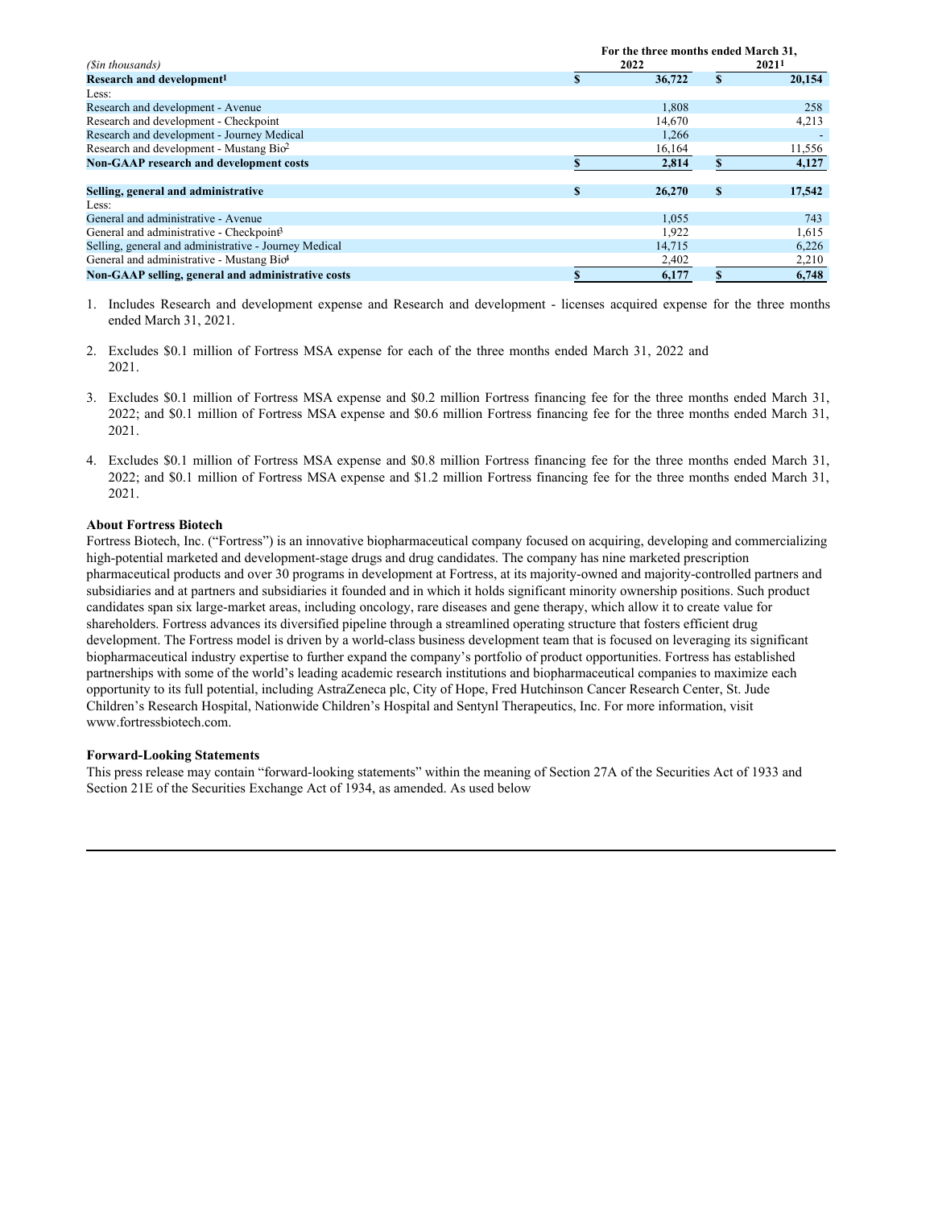| ($in thousands) | For the three months ended March 31, | |
|---|---|---|
| | 2022 | 2021[1] |
| **Research and development[1]** | **$ 36,722** | **$ 20,154** |
| Less: | | |
| Research and development - Avenue | 1,808 | 258 |
| Research and development - Checkpoint | 14,670 | 4,213 |
| Research and development - Journey Medical | 1,266 | - |
| Research and development - Mustang Bio[2] | 16,164 | 11,556 |
| **Non-GAAP research and development costs** | **$ 2,814** | **$ 4,127** |
| | | |
| **Selling, general and administrative** | **$ 26,270** | **$ 17,542** |
| Less: | | |
| General and administrative - Avenue | 1,055 | 743 |
| General and administrative - Checkpoint[3] | 1,922 | 1,615 |
| Selling, general and administrative - Journey Medical | 14,715 | 6,226 |
| General and administrative - Mustang Bio[4] | 2,402 | 2,210 |
| **Non-GAAP selling, general and administrative costs** | **$ 6,177** | **$ 6,748** |

1. Includes Research and development expense and Research and development - licenses acquired expense for the three months ended March 31, 2021.
2. Excludes $0.1 million of Fortress MSA expense for each of the three months ended March 31, 2022 and 2021.
3. Excludes $0.1 million of Fortress MSA expense and $0.2 million Fortress financing fee for the three months ended March 31, 2022; and $0.1 million of Fortress MSA expense and $0.6 million Fortress financing fee for the three months ended March 31, 2021.
4. Excludes $0.1 million of Fortress MSA expense and $0.8 million Fortress financing fee for the three months ended March 31, 2022; and $0.1 million of Fortress MSA expense and $1.2 million Fortress financing fee for the three months ended March 31, 2021.

**About Fortress Biotech**

Fortress Biotech, Inc. ("Fortress") is an innovative biopharmaceutical company focused on acquiring, developing and commercializing high-potential marketed and development-stage drugs and drug candidates. The company has nine marketed prescription pharmaceutical products and over 30 programs in development at Fortress, at its majority-owned and majority-controlled partners and subsidiaries and at partners and subsidiaries it founded and in which it holds significant minority ownership positions. Such product candidates span six large-market areas, including oncology, rare diseases and gene therapy, which allow it to create value for shareholders. Fortress advances its diversified pipeline through a streamlined operating structure that fosters efficient drug development. The Fortress model is driven by a world-class business development team that is focused on leveraging its significant biopharmaceutical industry expertise to further expand the company's portfolio of product opportunities. Fortress has established partnerships with some of the world's leading academic research institutions and biopharmaceutical companies to maximize each opportunity to its full potential, including AstraZeneca plc, City of Hope, Fred Hutchinson Cancer Research Center, St. Jude Children's Research Hospital, Nationwide Children's Hospital and Sentynl Therapeutics, Inc. For more information, visit www.fortressbiotech.com.

**Forward-Looking Statements**

This press release may contain "forward-looking statements" within the meaning of Section 27A of the Securities Act of 1933 and Section 21E of the Securities Exchange Act of 1934, as amended. As used below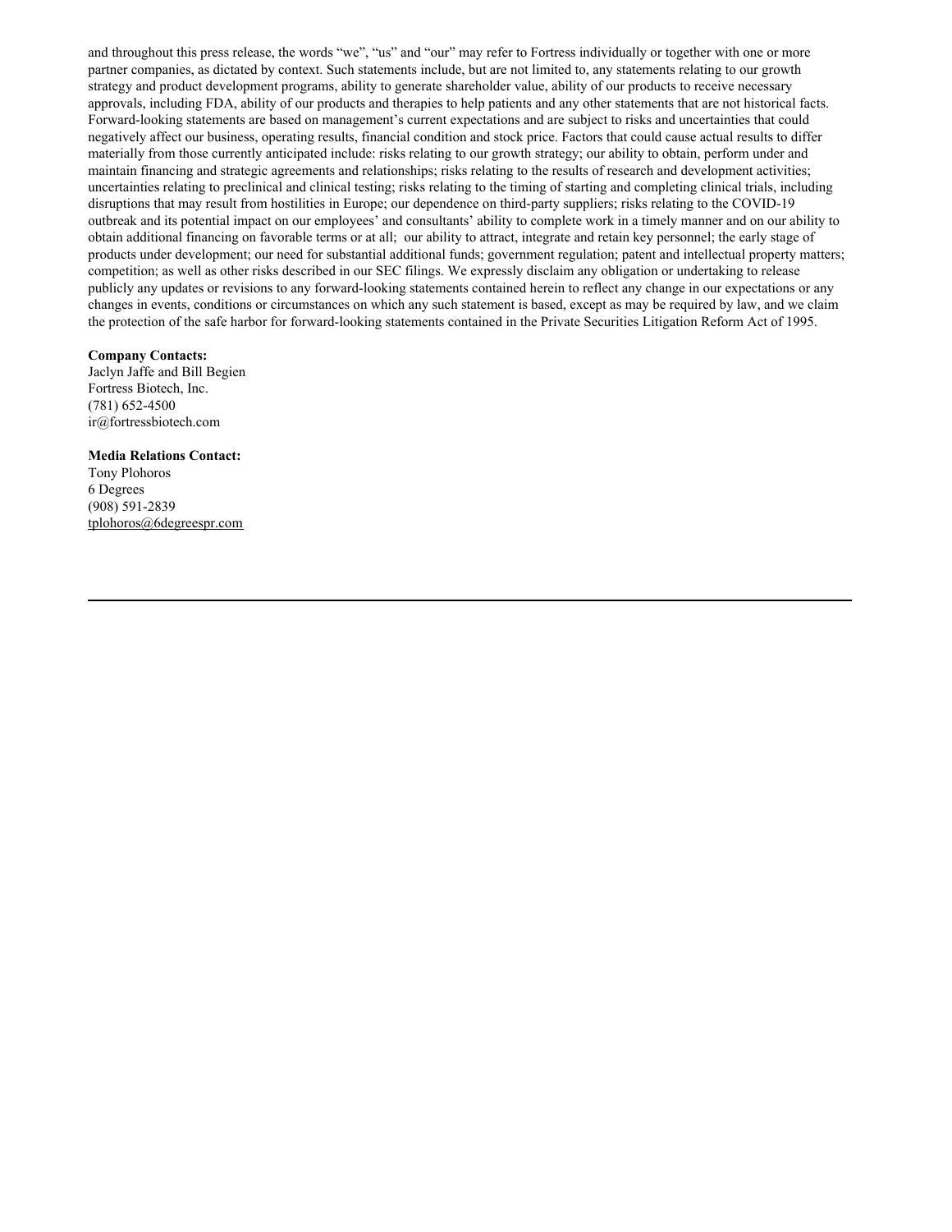and throughout this press release, the words "we", "us" and "our" may refer to Fortress individually or together with one or more partner companies, as dictated by context. Such statements include, but are not limited to, any statements relating to our growth strategy and product development programs, ability to generate shareholder value, ability of our products to receive necessary approvals, including FDA, ability of our products and therapies to help patients and any other statements that are not historical facts. Forward-looking statements are based on management's current expectations and are subject to risks and uncertainties that could negatively affect our business, operating results, financial condition and stock price. Factors that could cause actual results to differ materially from those currently anticipated include: risks relating to our growth strategy; our ability to obtain, perform under and maintain financing and strategic agreements and relationships; risks relating to the results of research and development activities; uncertainties relating to preclinical and clinical testing; risks relating to the timing of starting and completing clinical trials, including disruptions that may result from hostilities in Europe; our dependence on third-party suppliers; risks relating to the COVID-19 outbreak and its potential impact on our employees' and consultants' ability to complete work in a timely manner and on our ability to obtain additional financing on favorable terms or at all; our ability to attract, integrate and retain key personnel; the early stage of products under development; our need for substantial additional funds; government regulation; patent and intellectual property matters; competition; as well as other risks described in our SEC filings. We expressly disclaim any obligation or undertaking to release publicly any updates or revisions to any forward-looking statements contained herein to reflect any change in our expectations or any changes in events, conditions or circumstances on which any such statement is based, except as may be required by law, and we claim the protection of the safe harbor for forward-looking statements contained in the Private Securities Litigation Reform Act of 1995.

**Company Contacts:**
Jaclyn Jaffe and Bill Begien
Fortress Biotech, Inc.
(781) 652-4500
ir@fortressbiotech.com

**Media Relations Contact:**
Tony Plohoros
6 Degrees
(908) 591-2839
tplohoros@6degreespr.com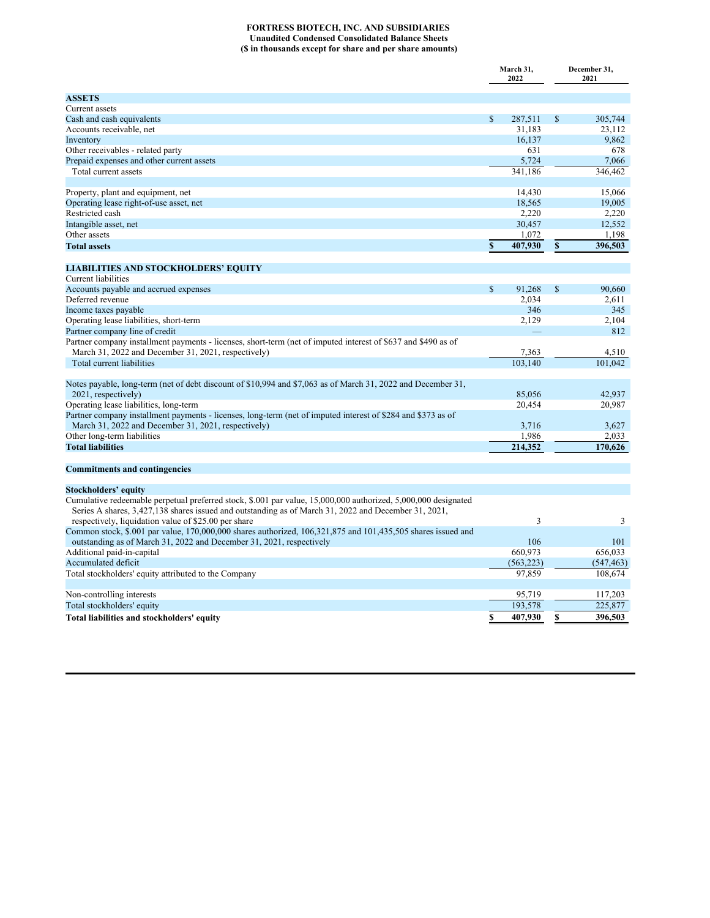**FORTRESS BIOTECH, INC. AND SUBSIDIARIES**
**Unaudited Condensed Consolidated Balance Sheets**
**($ in thousands except for share and per share amounts)**

| | March 31, 2022 | December 31, 2021 |
|---|---|---|
| **ASSETS** | | |
| Current assets | | |
| Cash and cash equivalents | $ 287,511 | $ 305,744 |
| Accounts receivable, net | 31,183 | 23,112 |
| Inventory | 16,137 | 9,862 |
| Other receivables - related party | 631 | 678 |
| Prepaid expenses and other current assets | 5,724 | 7,066 |
| Total current assets | 341,186 | 346,462 |
| | | |
| Property, plant and equipment, net | 14,430 | 15,066 |
| Operating lease right-of-use asset, net | 18,565 | 19,005 |
| Restricted cash | 2,220 | 2,220 |
| Intangible asset, net | 30,457 | 12,552 |
| Other assets | 1,072 | 1,198 |
| **Total assets** | **$ 407,930** | **$ 396,503** |
| | | |
| **LIABILITIES AND STOCKHOLDERS' EQUITY** | | |
| Current liabilities | | |
| Accounts payable and accrued expenses | $ 91,268 | $ 90,660 |
| Deferred revenue | 2,034 | 2,611 |
| Income taxes payable | 346 | 345 |
| Operating lease liabilities, short-term | 2,129 | 2,104 |
| Partner company line of credit | — | 812 |
| Partner company installment payments - licenses, short-term (net of imputed interest of $637 and $490 as of March 31, 2022 and December 31, 2021, respectively) | 7,363 | 4,510 |
| Total current liabilities | 103,140 | 101,042 |
| | | |
| Notes payable, long-term (net of debt discount of $10,994 and $7,063 as of March 31, 2022 and December 31, 2021, respectively) | 85,056 | 42,937 |
| Operating lease liabilities, long-term | 20,454 | 20,987 |
| Partner company installment payments - licenses, long-term (net of imputed interest of $284 and $373 as of March 31, 2022 and December 31, 2021, respectively) | 3,716 | 3,627 |
| Other long-term liabilities | 1,986 | 2,033 |
| **Total liabilities** | **214,352** | **170,626** |
| | | |
| **Commitments and contingencies** | | |
| | | |
| **Stockholders' equity** | | |
| Cumulative redeemable perpetual preferred stock, $.001 par value, 15,000,000 authorized, 5,000,000 designated Series A shares, 3,427,138 shares issued and outstanding as of March 31, 2022 and December 31, 2021, respectively, liquidation value of $25.00 per share | 3 | 3 |
| Common stock, $.001 par value, 170,000,000 shares authorized, 106,321,875 and 101,435,505 shares issued and outstanding as of March 31, 2022 and December 31, 2021, respectively | 106 | 101 |
| Additional paid-in-capital | 660,973 | 656,033 |
| Accumulated deficit | (563,223) | (547,463) |
| Total stockholders' equity attributed to the Company | 97,859 | 108,674 |
| | | |
| Non-controlling interests | 95,719 | 117,203 |
| Total stockholders' equity | 193,578 | 225,877 |
| **Total liabilities and stockholders' equity** | **$ 407,930** | **$ 396,503** |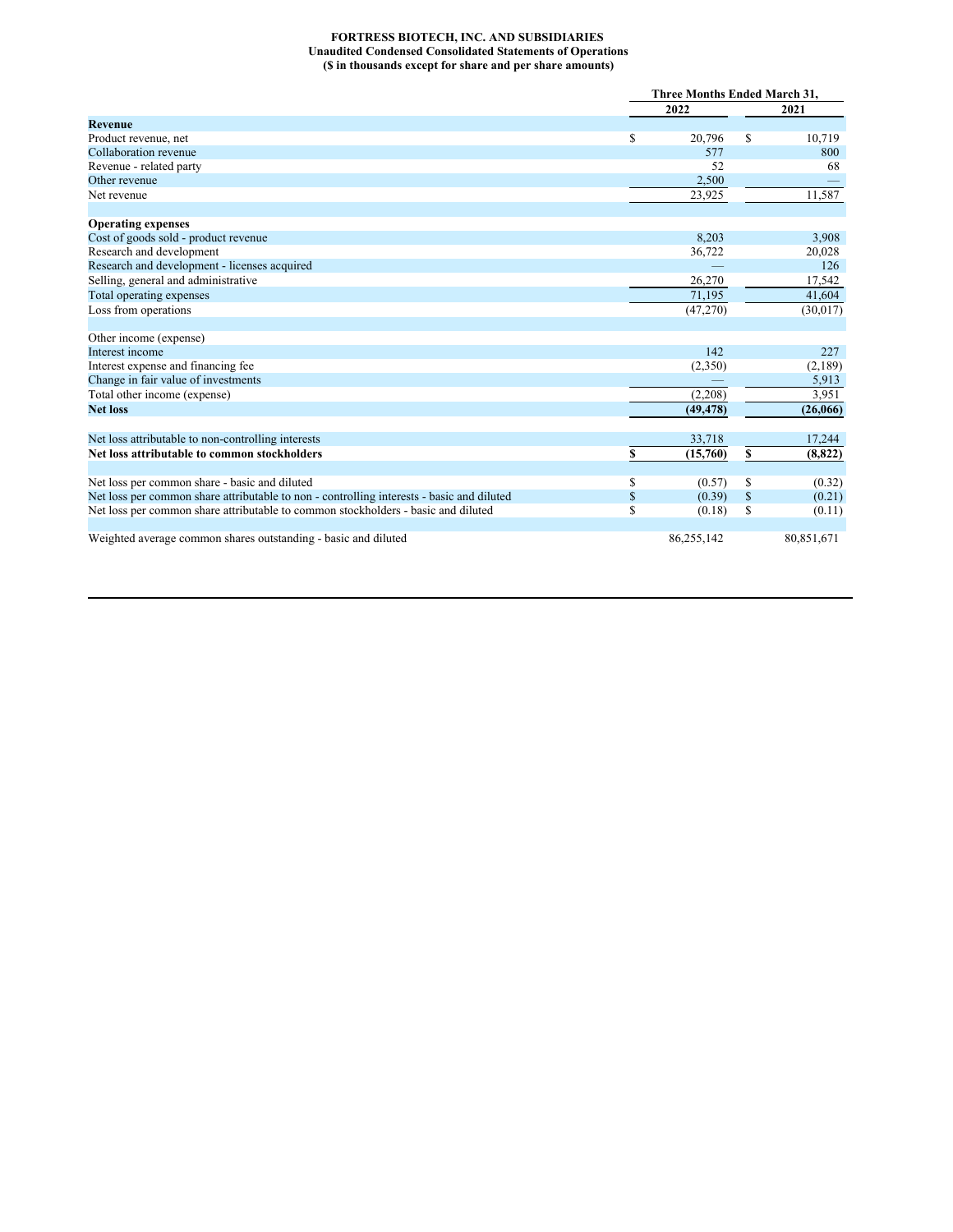**FORTRESS BIOTECH, INC. AND SUBSIDIARIES**
**Unaudited Condensed Consolidated Statements of Operations**
**($ in thousands except for share and per share amounts)**

| | Three Months Ended March 31, | |
|---|---|---|
| | 2022 | 2021 |
| **Revenue** | | |
| Product revenue, net | $ 20,796 | $ 10,719 |
| Collaboration revenue | 577 | 800 |
| Revenue - related party | 52 | 68 |
| Other revenue | 2,500 | — |
| Net revenue | 23,925 | 11,587 |
| | | |
| **Operating expenses** | | |
| Cost of goods sold - product revenue | 8,203 | 3,908 |
| Research and development | 36,722 | 20,028 |
| Research and development - licenses acquired | — | 126 |
| Selling, general and administrative | 26,270 | 17,542 |
| Total operating expenses | 71,195 | 41,604 |
| Loss from operations | (47,270) | (30,017) |
| | | |
| Other income (expense) | | |
| Interest income | 142 | 227 |
| Interest expense and financing fee | (2,350) | (2,189) |
| Change in fair value of investments | — | 5,913 |
| Total other income (expense) | (2,208) | 3,951 |
| **Net loss** | **(49,478)** | **(26,066)** |
| | | |
| Net loss attributable to non-controlling interests | 33,718 | 17,244 |
| **Net loss attributable to common stockholders** | **$ (15,760)** | **$ (8,822)** |
| | | |
| Net loss per common share - basic and diluted | $ (0.57) | $ (0.32) |
| Net loss per common share attributable to non - controlling interests - basic and diluted | $ (0.39) | $ (0.21) |
| Net loss per common share attributable to common stockholders - basic and diluted | $ (0.18) | $ (0.11) |
| | | |
| Weighted average common shares outstanding - basic and diluted | 86,255,142 | 80,851,671 |